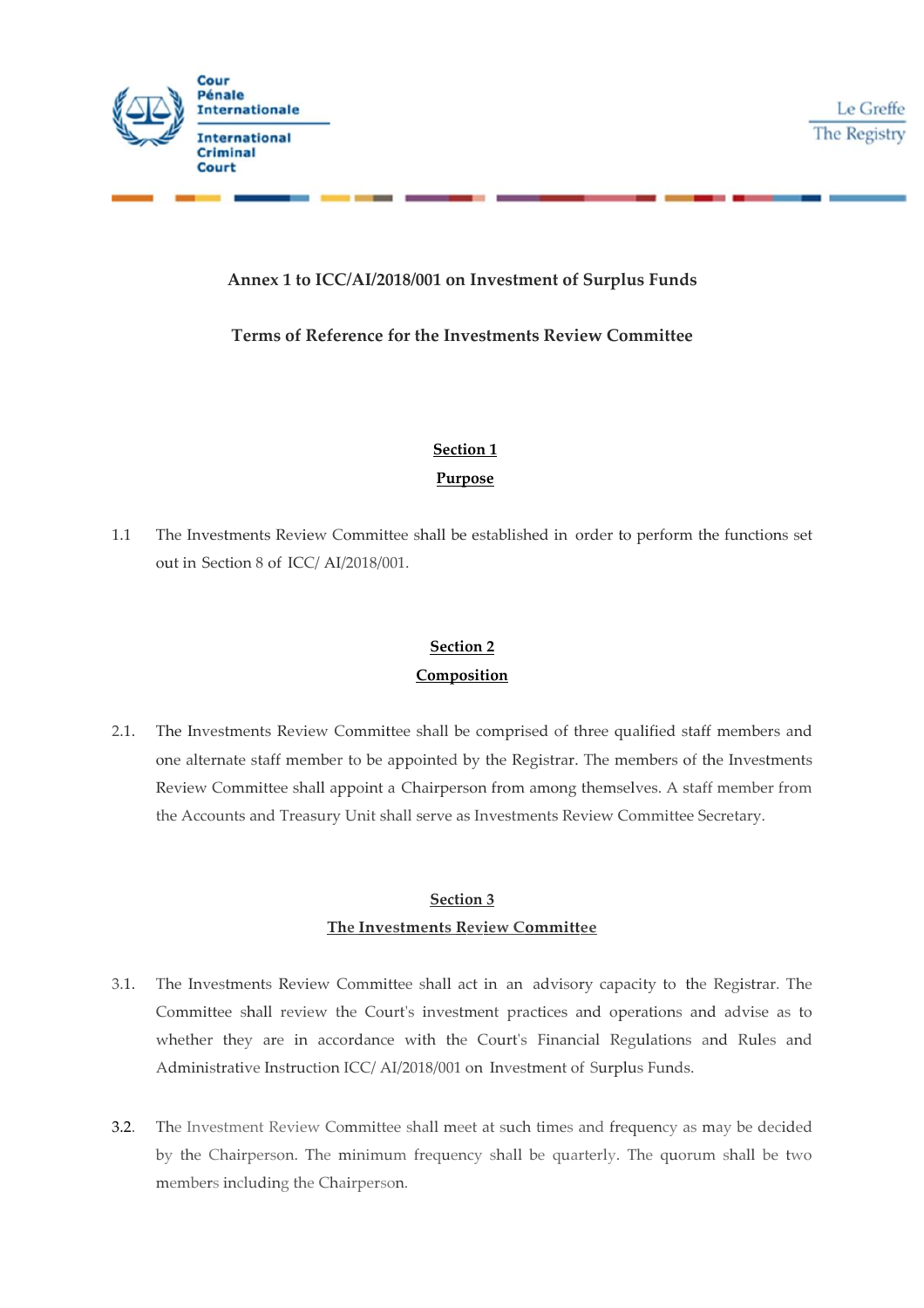Cour Pénale Internationale

International Criminal Court

Le Greffe

The Registry

**Annex 1 to ICC/AI/2018/001 on Investment of Surplus Funds**

**Terms of Reference for the Investments Review Committee**

## Section 1
## Purpose

1.1 The Investments Review Committee shall be established in order to perform the functions set out in Section 8 of ICC/ AI/2018/001.

## Section 2
## Composition

2.1. The Investments Review Committee shall be comprised of three qualified staff members and one alternate staff member to be appointed by the Registrar. The members of the Investments Review Committee shall appoint a Chairperson from among themselves. A staff member from the Accounts and Treasury Unit shall serve as Investments Review Committee Secretary.

## Section 3
## The Investments Review Committee

3.1. The Investments Review Committee shall act in an advisory capacity to the Registrar. The Committee shall review the Court's investment practices and operations and advise as to whether they are in accordance with the Court's Financial Regulations and Rules and Administrative Instruction ICC/ AI/2018/001 on Investment of Surplus Funds.

3.2. The Investment Review Committee shall meet at such times and frequency as may be decided by the Chairperson. The minimum frequency shall be quarterly. The quorum shall be two members including the Chairperson.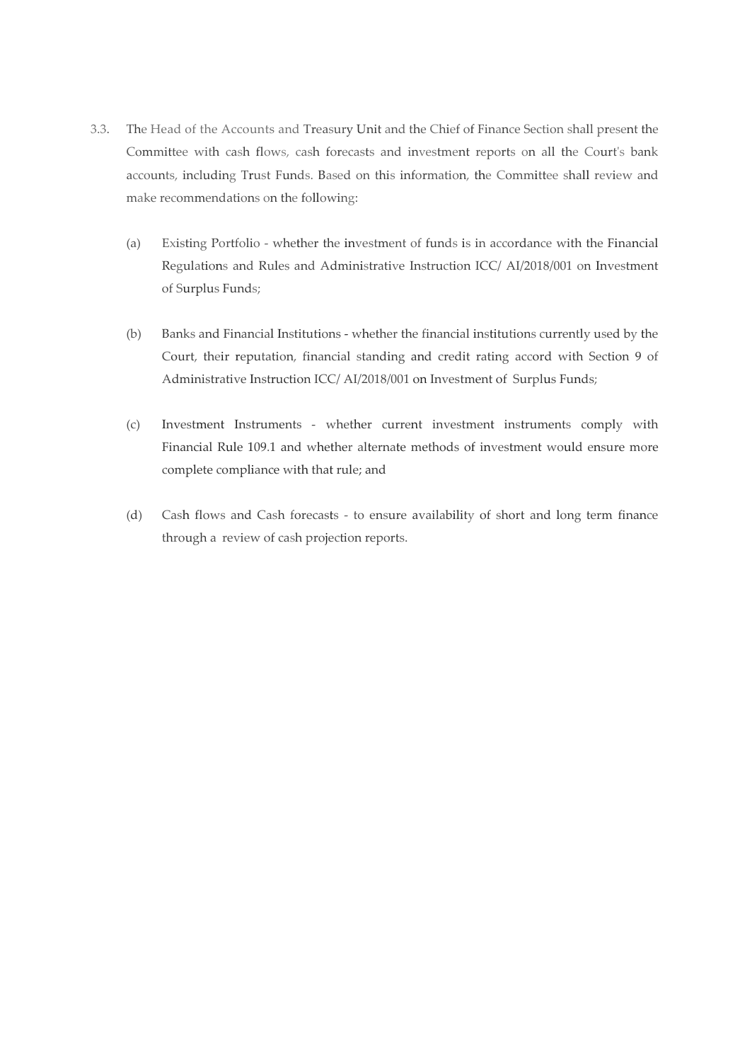3.3. The Head of the Accounts and Treasury Unit and the Chief of Finance Section shall present the Committee with cash flows, cash forecasts and investment reports on all the Court's bank accounts, including Trust Funds. Based on this information, the Committee shall review and make recommendations on the following:

(a) Existing Portfolio - whether the investment of funds is in accordance with the Financial Regulations and Rules and Administrative Instruction ICC/ AI/2018/001 on Investment of Surplus Funds;

(b) Banks and Financial Institutions - whether the financial institutions currently used by the Court, their reputation, financial standing and credit rating accord with Section 9 of Administrative Instruction ICC/ AI/2018/001 on Investment of Surplus Funds;

(c) Investment Instruments - whether current investment instruments comply with Financial Rule 109.1 and whether alternate methods of investment would ensure more complete compliance with that rule; and

(d) Cash flows and Cash forecasts - to ensure availability of short and long term finance through a review of cash projection reports.